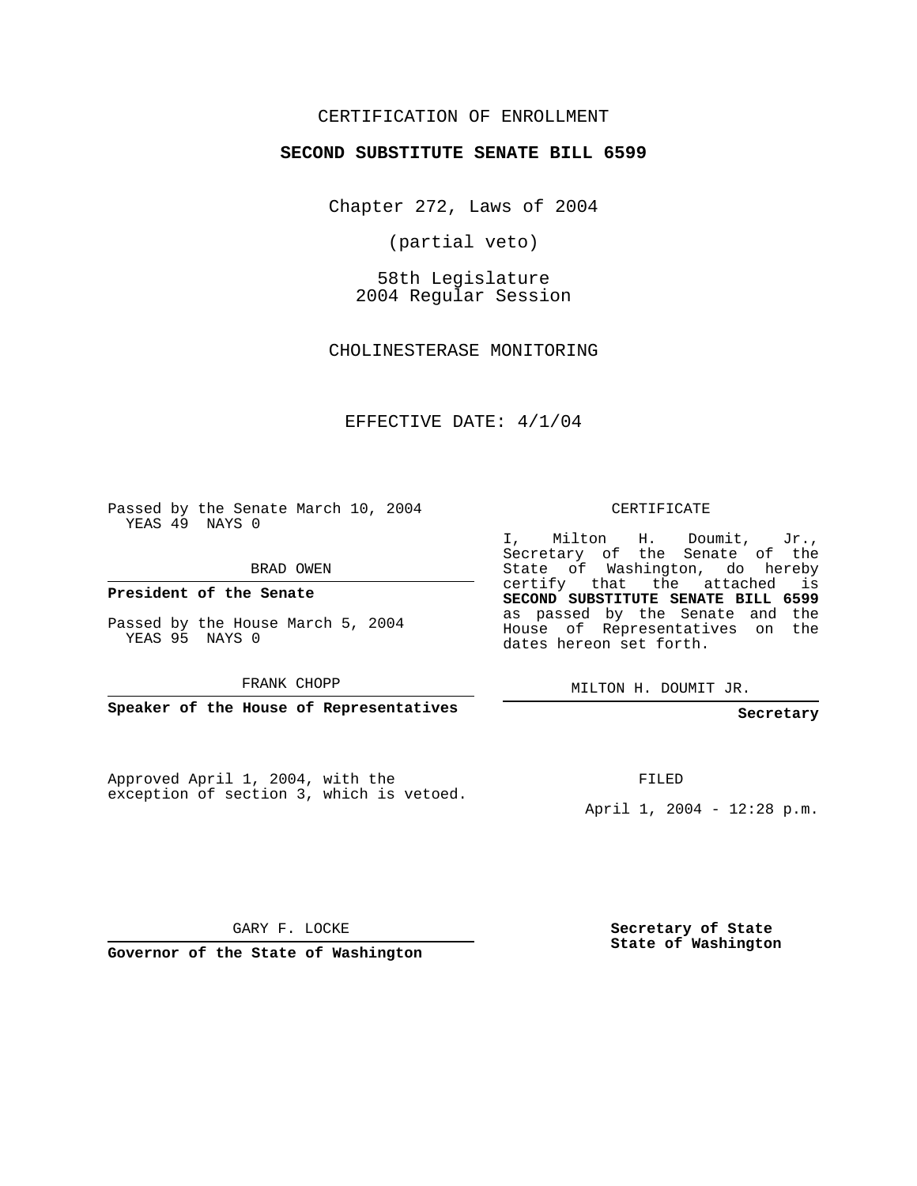CERTIFICATION OF ENROLLMENT

**SECOND SUBSTITUTE SENATE BILL 6599**

Chapter 272, Laws of 2004

(partial veto)

58th Legislature
2004 Regular Session

CHOLINESTERASE MONITORING

EFFECTIVE DATE: 4/1/04

Passed by the Senate March 10, 2004
YEAS 49 NAYS 0

BRAD OWEN

**President of the Senate**

Passed by the House March 5, 2004
YEAS 95 NAYS 0

FRANK CHOPP

**Speaker of the House of Representatives**

CERTIFICATE

I, Milton H. Doumit, Jr., Secretary of the Senate of the State of Washington, do hereby certify that the attached is **SECOND SUBSTITUTE SENATE BILL 6599** as passed by the Senate and the House of Representatives on the dates hereon set forth.

MILTON H. DOUMIT JR.

**Secretary**

Approved April 1, 2004, with the exception of section 3, which is vetoed.

FILED

April 1, 2004 - 12:28 p.m.

GARY F. LOCKE

**Governor of the State of Washington**

**Secretary of State**
**State of Washington**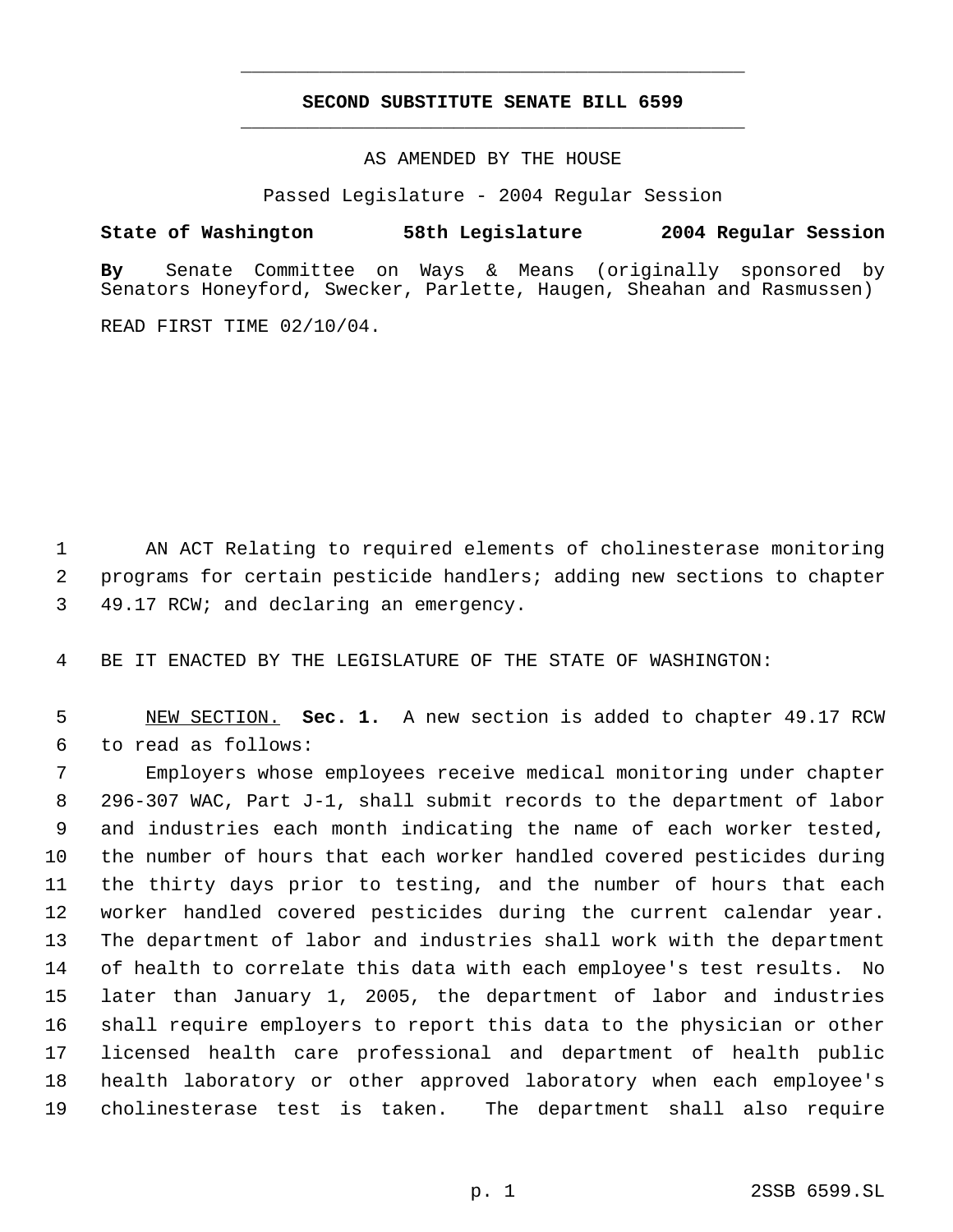# SECOND SUBSTITUTE SENATE BILL 6599

AS AMENDED BY THE HOUSE

Passed Legislature - 2004 Regular Session

**State of Washington 58th Legislature 2004 Regular Session**

**By** Senate Committee on Ways & Means (originally sponsored by Senators Honeyford, Swecker, Parlette, Haugen, Sheahan and Rasmussen)

READ FIRST TIME 02/10/04.

AN ACT Relating to required elements of cholinesterase monitoring programs for certain pesticide handlers; adding new sections to chapter 49.17 RCW; and declaring an emergency.

BE IT ENACTED BY THE LEGISLATURE OF THE STATE OF WASHINGTON:

NEW SECTION. **Sec. 1.** A new section is added to chapter 49.17 RCW to read as follows:

Employers whose employees receive medical monitoring under chapter 296-307 WAC, Part J-1, shall submit records to the department of labor and industries each month indicating the name of each worker tested, the number of hours that each worker handled covered pesticides during the thirty days prior to testing, and the number of hours that each worker handled covered pesticides during the current calendar year. The department of labor and industries shall work with the department of health to correlate this data with each employee's test results. No later than January 1, 2005, the department of labor and industries shall require employers to report this data to the physician or other licensed health care professional and department of health public health laboratory or other approved laboratory when each employee's cholinesterase test is taken. The department shall also require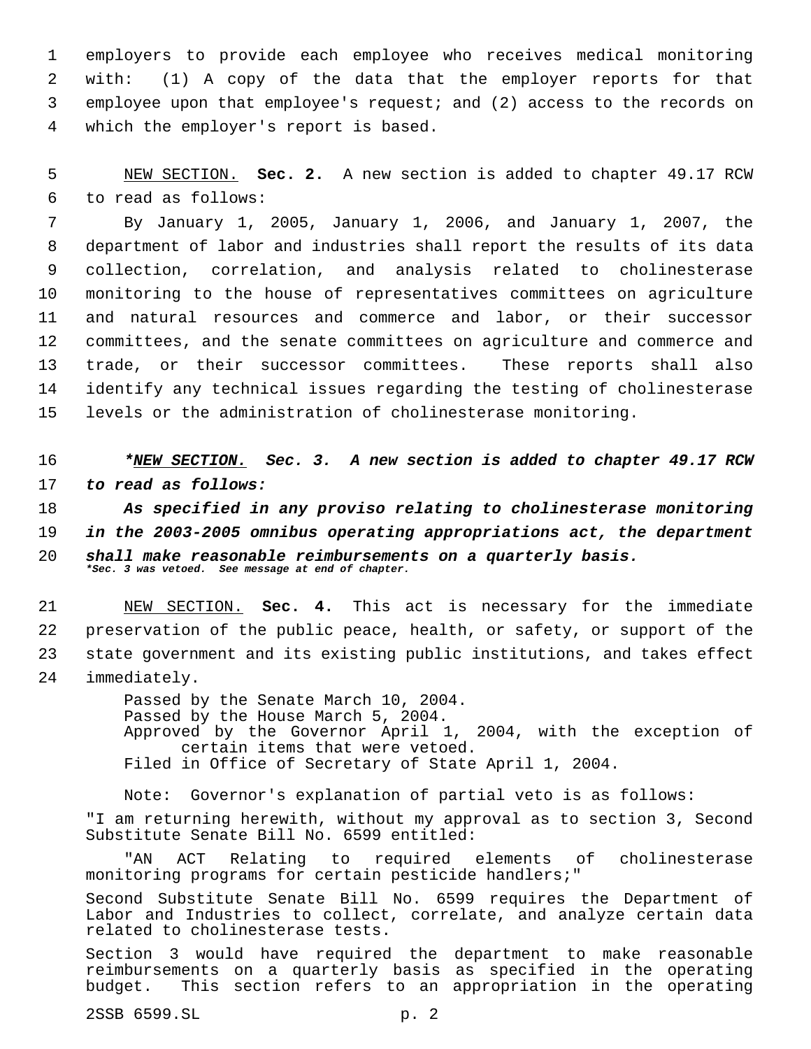employers to provide each employee who receives medical monitoring with: (1) A copy of the data that the employer reports for that employee upon that employee's request; and (2) access to the records on which the employer's report is based.

NEW SECTION. **Sec. 2.** A new section is added to chapter 49.17 RCW to read as follows:

By January 1, 2005, January 1, 2006, and January 1, 2007, the department of labor and industries shall report the results of its data collection, correlation, and analysis related to cholinesterase monitoring to the house of representatives committees on agriculture and natural resources and commerce and labor, or their successor committees, and the senate committees on agriculture and commerce and trade, or their successor committees. These reports shall also identify any technical issues regarding the testing of cholinesterase levels or the administration of cholinesterase monitoring.

***\*NEW SECTION. Sec. 3. A new section is added to chapter 49.17 RCW to read as follows:***

***As specified in any proviso relating to cholinesterase monitoring in the 2003-2005 omnibus operating appropriations act, the department shall make reasonable reimbursements on a quarterly basis.***

***\*Sec. 3 was vetoed. See message at end of chapter.***

NEW SECTION. **Sec. 4.** This act is necessary for the immediate preservation of the public peace, health, or safety, or support of the state government and its existing public institutions, and takes effect immediately.

Passed by the Senate March 10, 2004.
Passed by the House March 5, 2004.
Approved by the Governor April 1, 2004, with the exception of certain items that were vetoed.
Filed in Office of Secretary of State April 1, 2004.

Note: Governor's explanation of partial veto is as follows:

"I am returning herewith, without my approval as to section 3, Second Substitute Senate Bill No. 6599 entitled:

"AN ACT Relating to required elements of cholinesterase monitoring programs for certain pesticide handlers;"

Second Substitute Senate Bill No. 6599 requires the Department of Labor and Industries to collect, correlate, and analyze certain data related to cholinesterase tests.

Section 3 would have required the department to make reasonable reimbursements on a quarterly basis as specified in the operating budget. This section refers to an appropriation in the operating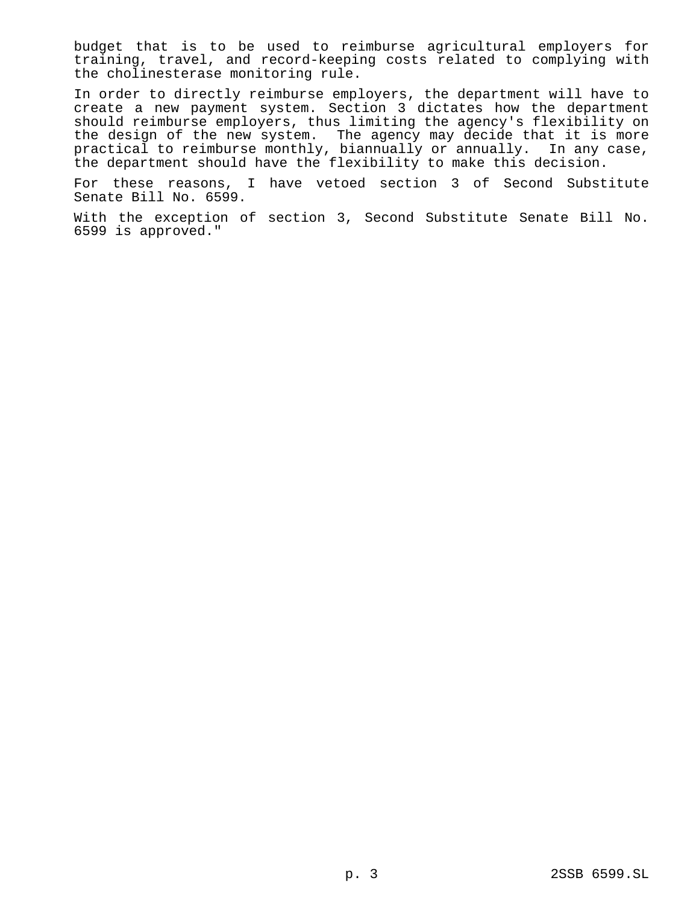budget that is to be used to reimburse agricultural employers for training, travel, and record-keeping costs related to complying with the cholinesterase monitoring rule.

In order to directly reimburse employers, the department will have to create a new payment system. Section 3 dictates how the department should reimburse employers, thus limiting the agency's flexibility on the design of the new system. The agency may decide that it is more practical to reimburse monthly, biannually or annually. In any case, the department should have the flexibility to make this decision.

For these reasons, I have vetoed section 3 of Second Substitute Senate Bill No. 6599.

With the exception of section 3, Second Substitute Senate Bill No. 6599 is approved."